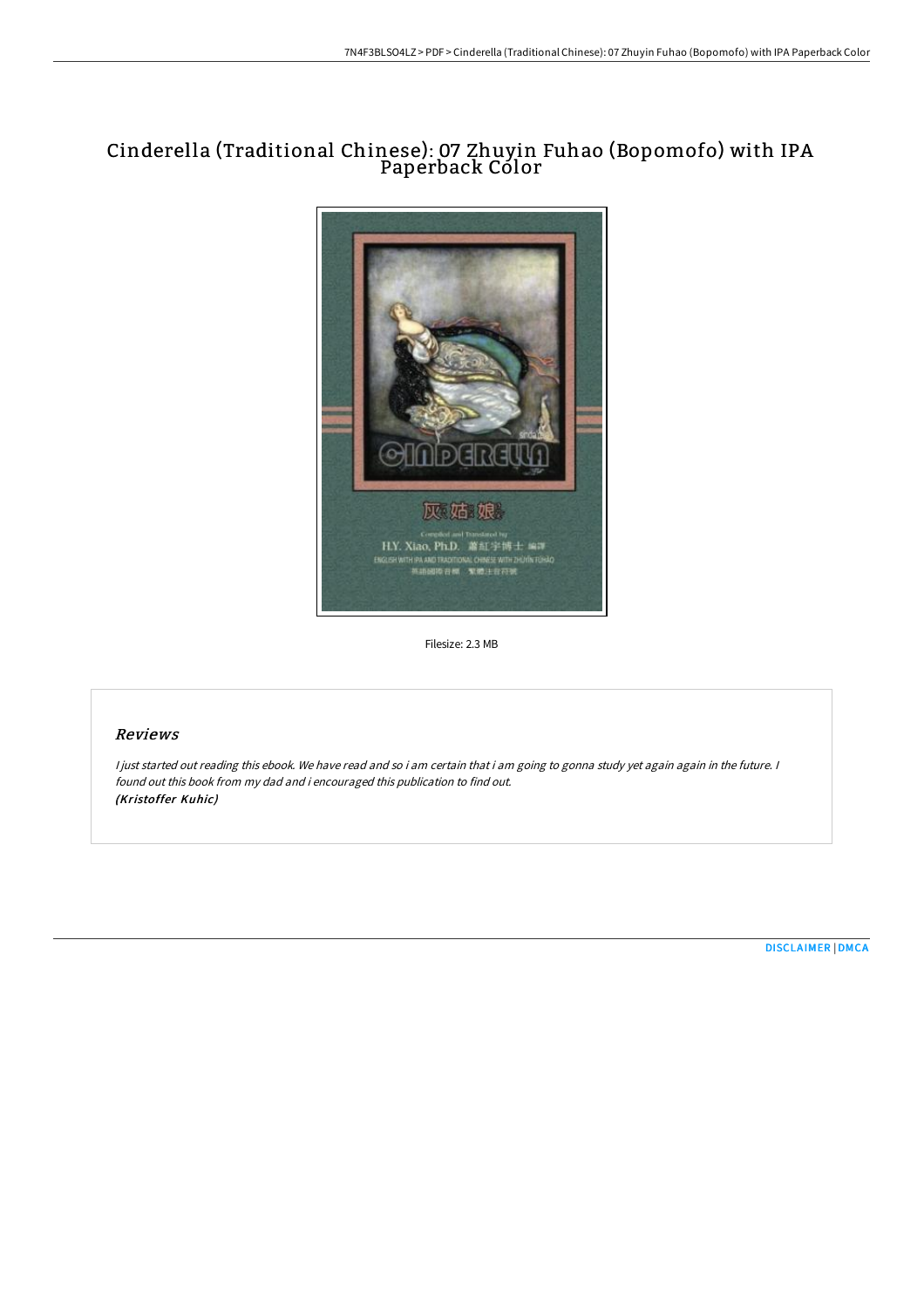# Cinderella (Traditional Chinese): 07 Zhuyin Fuhao (Bopomofo) with IPA Paperback Color

Filesize: 2.3 MB

## Reviews

*I just started out reading this ebook. We have read and so i am certain that i am going to gonna study yet again again in the future. I found out this book from my dad and i encouraged this publication to find out.*
***(Kristoffer Kuhic)***

DISCLAIMER | DMCA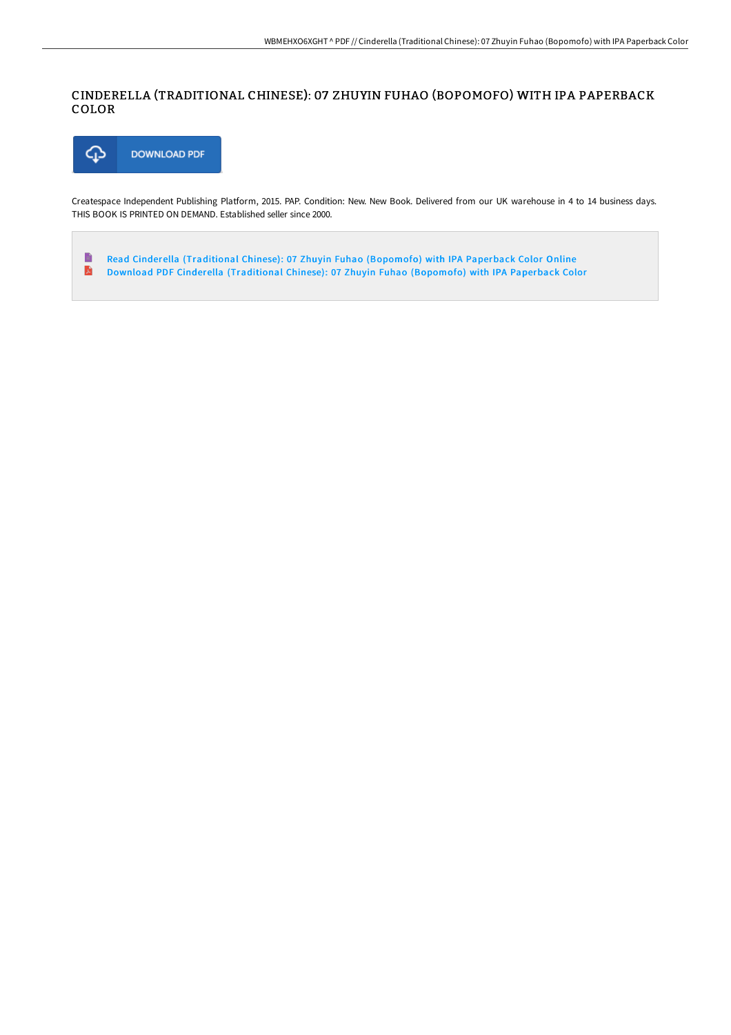# CINDERELLA (TRADITIONAL CHINESE): 07 ZHUYIN FUHAO (BOPOMOFO) WITH IPA PAPERBACK COLOR

DOWNLOAD PDF

Createspace Independent Publishing Platform, 2015. PAP. Condition: New. New Book. Delivered from our UK warehouse in 4 to 14 business days. THIS BOOK IS PRINTED ON DEMAND. Established seller since 2000.

- Read Cinderella (Traditional Chinese): 07 Zhuyin Fuhao (Bopomofo) with IPA Paperback Color Online
- Download PDF Cinderella (Traditional Chinese): 07 Zhuyin Fuhao (Bopomofo) with IPA Paperback Color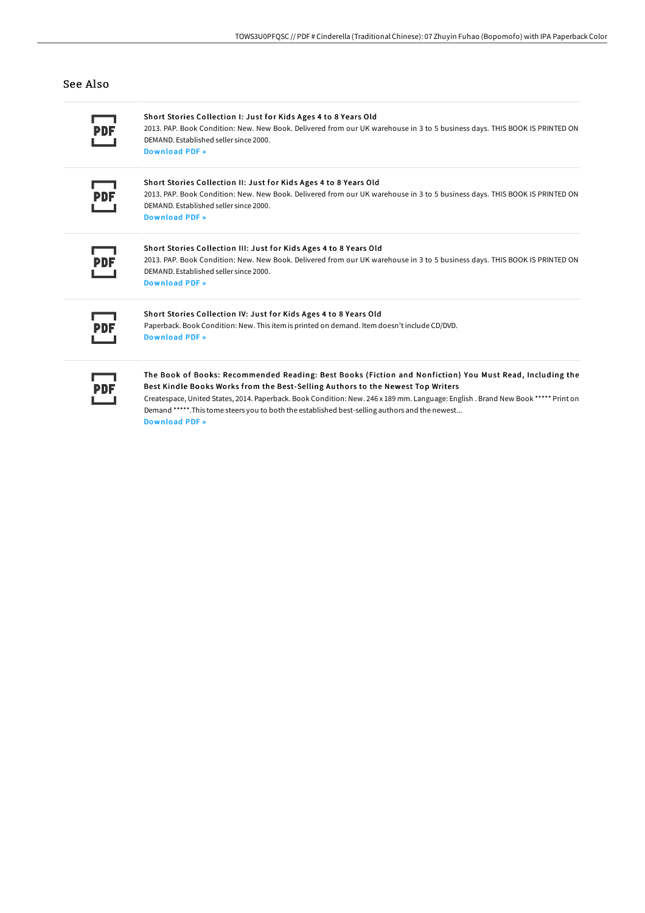## See Also

**Short Stories Collection I: Just for Kids Ages 4 to 8 Years Old**

2013. PAP. Book Condition: New. New Book. Delivered from our UK warehouse in 3 to 5 business days. THIS BOOK IS PRINTED ON DEMAND. Established seller since 2000.

Download PDF »

**Short Stories Collection II: Just for Kids Ages 4 to 8 Years Old**

2013. PAP. Book Condition: New. New Book. Delivered from our UK warehouse in 3 to 5 business days. THIS BOOK IS PRINTED ON DEMAND. Established seller since 2000.

Download PDF »

**Short Stories Collection III: Just for Kids Ages 4 to 8 Years Old**

2013. PAP. Book Condition: New. New Book. Delivered from our UK warehouse in 3 to 5 business days. THIS BOOK IS PRINTED ON DEMAND. Established seller since 2000.

Download PDF »

**Short Stories Collection IV: Just for Kids Ages 4 to 8 Years Old**

Paperback. Book Condition: New. This item is printed on demand. Item doesn't include CD/DVD.

Download PDF »

**The Book of Books: Recommended Reading: Best Books (Fiction and Nonfiction) You Must Read, Including the Best Kindle Books Works from the Best-Selling Authors to the Newest Top Writers**

Createspace, United States, 2014. Paperback. Book Condition: New. 246 x 189 mm. Language: English . Brand New Book ***** Print on Demand *****.This tome steers you to both the established best-selling authors and the newest...

Download PDF »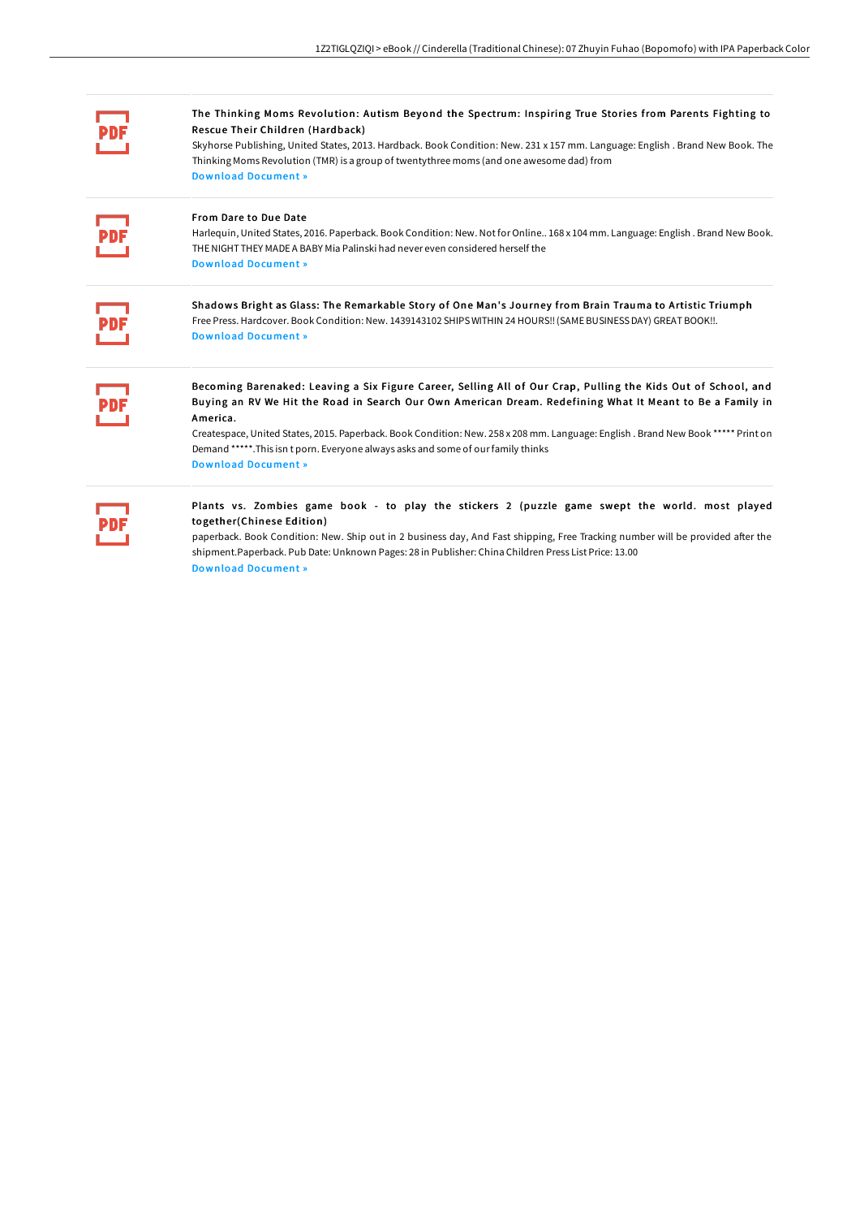**The Thinking Moms Revolution: Autism Beyond the Spectrum: Inspiring True Stories from Parents Fighting to Rescue Their Children (Hardback)**

Skyhorse Publishing, United States, 2013. Hardback. Book Condition: New. 231 x 157 mm. Language: English . Brand New Book. The Thinking Moms Revolution (TMR) is a group of twentythree moms (and one awesome dad) from

Download Document »

**From Dare to Due Date**

Harlequin, United States, 2016. Paperback. Book Condition: New. Not for Online.. 168 x 104 mm. Language: English . Brand New Book. THE NIGHT THEY MADE A BABY Mia Palinski had never even considered herself the

Download Document »

**Shadows Bright as Glass: The Remarkable Story of One Man's Journey from Brain Trauma to Artistic Triumph**

Free Press. Hardcover. Book Condition: New. 1439143102 SHIPS WITHIN 24 HOURS!! (SAME BUSINESS DAY) GREAT BOOK!!.

Download Document »

**Becoming Barenaked: Leaving a Six Figure Career, Selling All of Our Crap, Pulling the Kids Out of School, and Buying an RV We Hit the Road in Search Our Own American Dream. Redefining What It Meant to Be a Family in America.**

Createspace, United States, 2015. Paperback. Book Condition: New. 258 x 208 mm. Language: English . Brand New Book ***** Print on Demand *****.This isn t porn. Everyone always asks and some of our family thinks

Download Document »

**Plants vs. Zombies game book - to play the stickers 2 (puzzle game swept the world. most played together(Chinese Edition)**

paperback. Book Condition: New. Ship out in 2 business day, And Fast shipping, Free Tracking number will be provided after the shipment.Paperback. Pub Date: Unknown Pages: 28 in Publisher: China Children Press List Price: 13.00

Download Document »